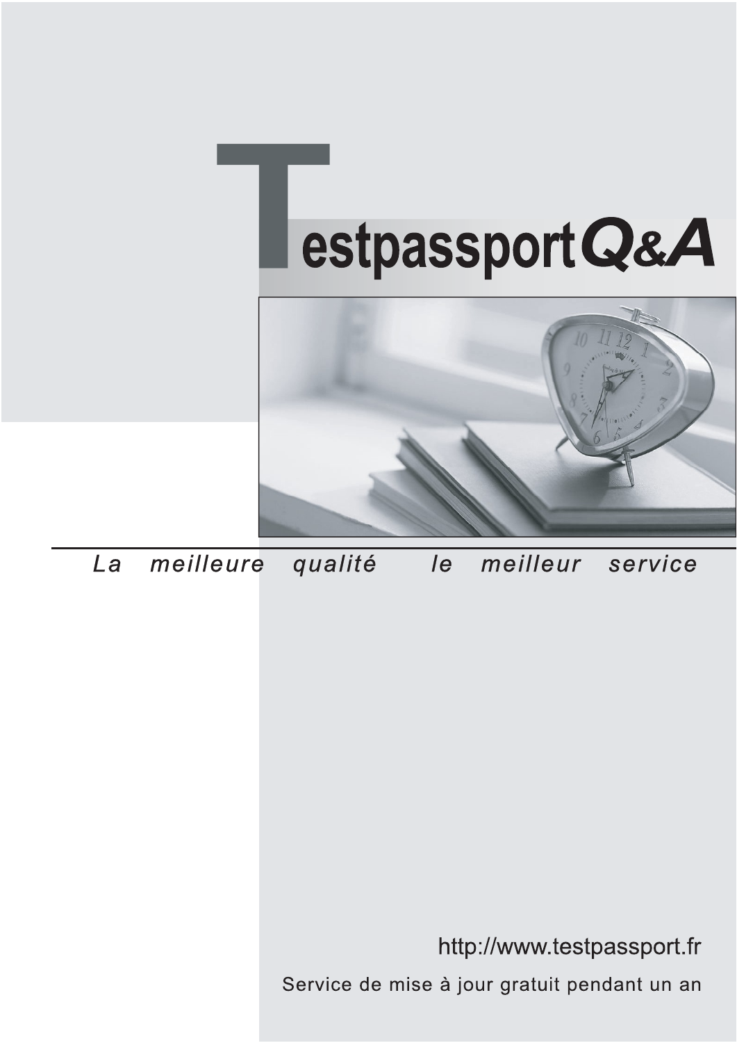# Testpassport Q&A

*La meilleure qualité le meilleur service*

http://www.testpassport.fr

Service de mise à jour gratuit pendant un an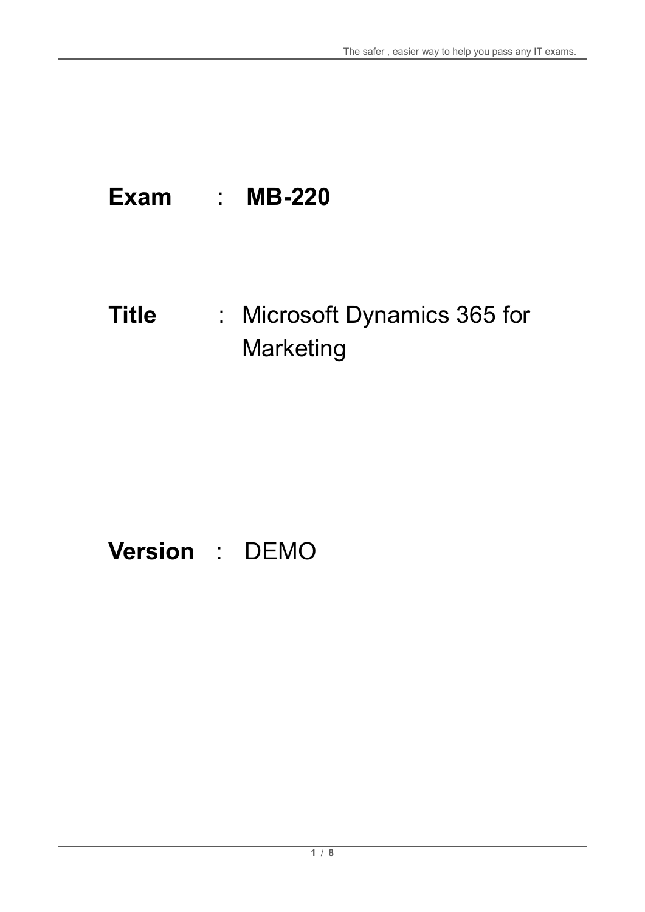**Exam** : **MB-220**

**Title** : Microsoft Dynamics 365 for Marketing

**Version** : DEMO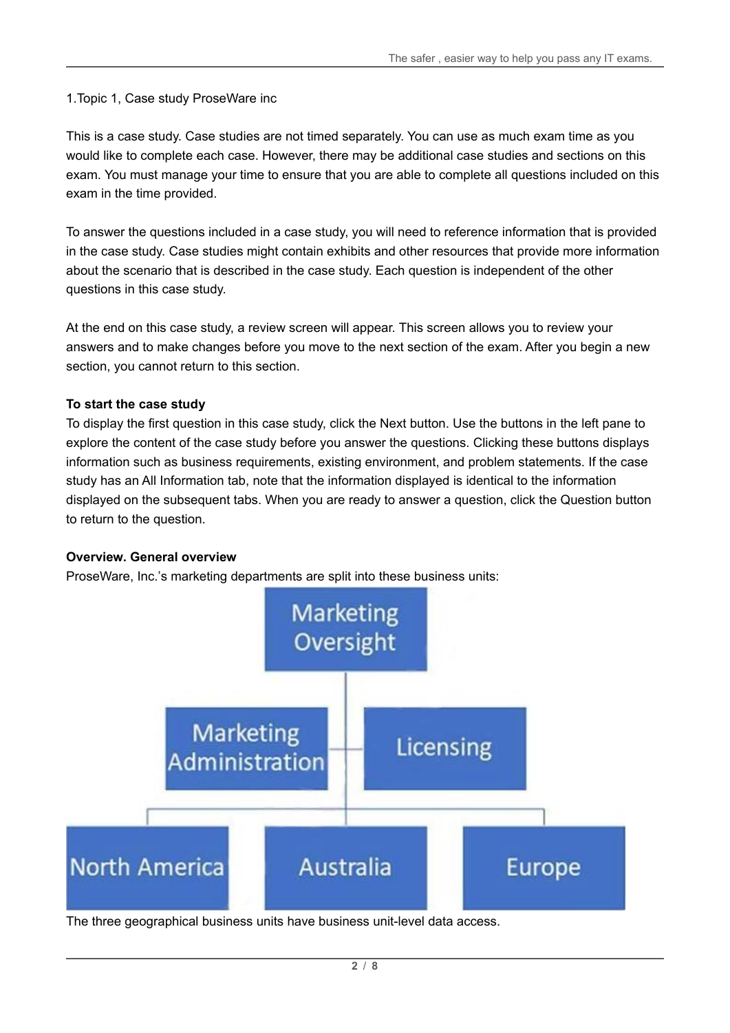1.Topic 1, Case study ProseWare inc

This is a case study. Case studies are not timed separately. You can use as much exam time as you would like to complete each case. However, there may be additional case studies and sections on this exam. You must manage your time to ensure that you are able to complete all questions included on this exam in the time provided.

To answer the questions included in a case study, you will need to reference information that is provided in the case study. Case studies might contain exhibits and other resources that provide more information about the scenario that is described in the case study. Each question is independent of the other questions in this case study.

At the end on this case study, a review screen will appear. This screen allows you to review your answers and to make changes before you move to the next section of the exam. After you begin a new section, you cannot return to this section.

**To start the case study**

To display the first question in this case study, click the Next button. Use the buttons in the left pane to explore the content of the case study before you answer the questions. Clicking these buttons displays information such as business requirements, existing environment, and problem statements. If the case study has an All Information tab, note that the information displayed is identical to the information displayed on the subsequent tabs. When you are ready to answer a question, click the Question button to return to the question.

**Overview. General overview**

ProseWare, Inc.'s marketing departments are split into these business units:

Marketing Oversight

Marketing Administration

Licensing

North America

Australia

Europe

The three geographical business units have business unit-level data access.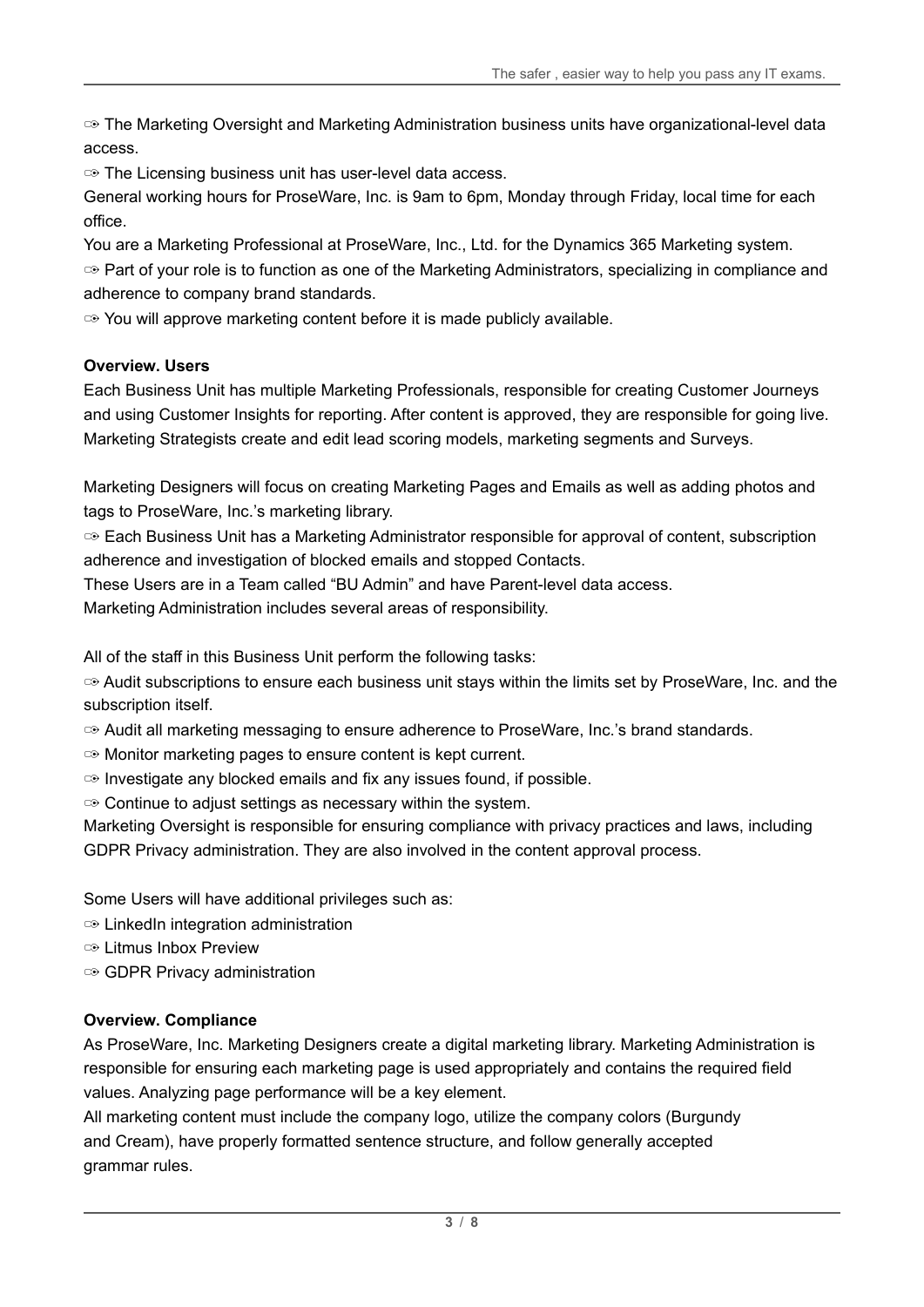- The Marketing Oversight and Marketing Administration business units have organizational-level data access.
- The Licensing business unit has user-level data access.

General working hours for ProseWare, Inc. is 9am to 6pm, Monday through Friday, local time for each office.

You are a Marketing Professional at ProseWare, Inc., Ltd. for the Dynamics 365 Marketing system.

- Part of your role is to function as one of the Marketing Administrators, specializing in compliance and adherence to company brand standards.
- You will approve marketing content before it is made publicly available.

**Overview. Users**

Each Business Unit has multiple Marketing Professionals, responsible for creating Customer Journeys and using Customer Insights for reporting. After content is approved, they are responsible for going live. Marketing Strategists create and edit lead scoring models, marketing segments and Surveys.

Marketing Designers will focus on creating Marketing Pages and Emails as well as adding photos and tags to ProseWare, Inc.'s marketing library.

- Each Business Unit has a Marketing Administrator responsible for approval of content, subscription adherence and investigation of blocked emails and stopped Contacts.

These Users are in a Team called "BU Admin" and have Parent-level data access.

Marketing Administration includes several areas of responsibility.

All of the staff in this Business Unit perform the following tasks:

- Audit subscriptions to ensure each business unit stays within the limits set by ProseWare, Inc. and the subscription itself.
- Audit all marketing messaging to ensure adherence to ProseWare, Inc.'s brand standards.
- Monitor marketing pages to ensure content is kept current.
- Investigate any blocked emails and fix any issues found, if possible.
- Continue to adjust settings as necessary within the system.

Marketing Oversight is responsible for ensuring compliance with privacy practices and laws, including GDPR Privacy administration. They are also involved in the content approval process.

Some Users will have additional privileges such as:

- LinkedIn integration administration
- Litmus Inbox Preview
- GDPR Privacy administration

**Overview. Compliance**

As ProseWare, Inc. Marketing Designers create a digital marketing library. Marketing Administration is responsible for ensuring each marketing page is used appropriately and contains the required field values. Analyzing page performance will be a key element.

All marketing content must include the company logo, utilize the company colors (Burgundy and Cream), have properly formatted sentence structure, and follow generally accepted grammar rules.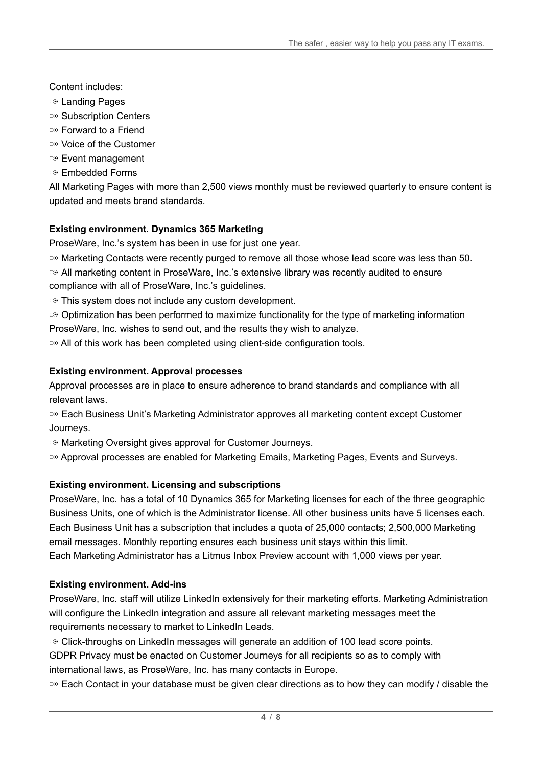Content includes:

- Landing Pages
- Subscription Centers
- Forward to a Friend
- Voice of the Customer
- Event management
- Embedded Forms

All Marketing Pages with more than 2,500 views monthly must be reviewed quarterly to ensure content is updated and meets brand standards.

**Existing environment. Dynamics 365 Marketing**

ProseWare, Inc.'s system has been in use for just one year.

- Marketing Contacts were recently purged to remove all those whose lead score was less than 50.
- All marketing content in ProseWare, Inc.'s extensive library was recently audited to ensure compliance with all of ProseWare, Inc.'s guidelines.
- This system does not include any custom development.
- Optimization has been performed to maximize functionality for the type of marketing information ProseWare, Inc. wishes to send out, and the results they wish to analyze.
- All of this work has been completed using client-side configuration tools.

**Existing environment. Approval processes**

Approval processes are in place to ensure adherence to brand standards and compliance with all relevant laws.

- Each Business Unit's Marketing Administrator approves all marketing content except Customer Journeys.
- Marketing Oversight gives approval for Customer Journeys.
- Approval processes are enabled for Marketing Emails, Marketing Pages, Events and Surveys.

**Existing environment. Licensing and subscriptions**

ProseWare, Inc. has a total of 10 Dynamics 365 for Marketing licenses for each of the three geographic Business Units, one of which is the Administrator license. All other business units have 5 licenses each. Each Business Unit has a subscription that includes a quota of 25,000 contacts; 2,500,000 Marketing email messages. Monthly reporting ensures each business unit stays within this limit.

Each Marketing Administrator has a Litmus Inbox Preview account with 1,000 views per year.

**Existing environment. Add-ins**

ProseWare, Inc. staff will utilize LinkedIn extensively for their marketing efforts. Marketing Administration will configure the LinkedIn integration and assure all relevant marketing messages meet the requirements necessary to market to LinkedIn Leads.

- Click-throughs on LinkedIn messages will generate an addition of 100 lead score points.

GDPR Privacy must be enacted on Customer Journeys for all recipients so as to comply with international laws, as ProseWare, Inc. has many contacts in Europe.

- Each Contact in your database must be given clear directions as to how they can modify / disable the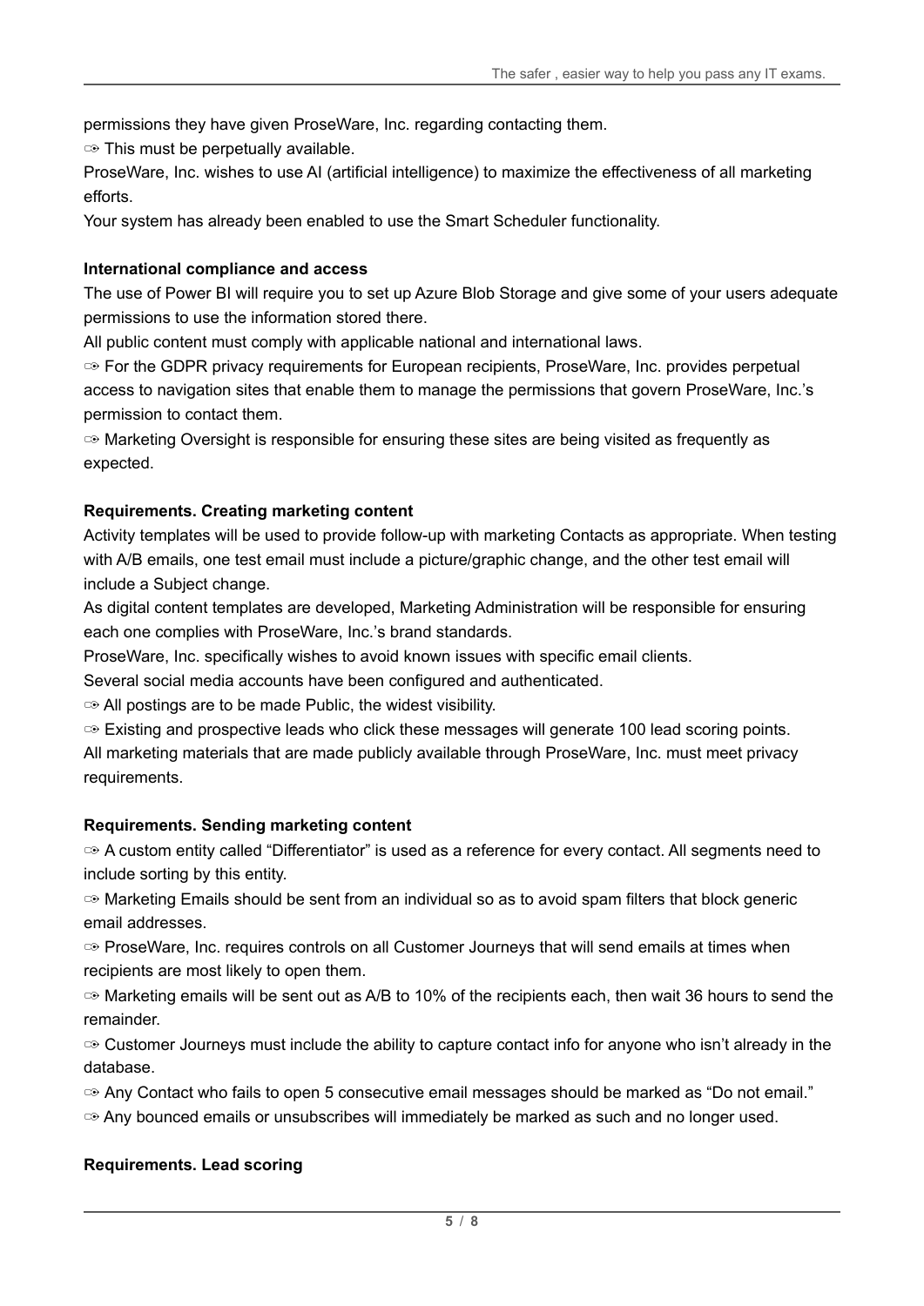permissions they have given ProseWare, Inc. regarding contacting them.

➾ This must be perpetually available.

ProseWare, Inc. wishes to use AI (artificial intelligence) to maximize the effectiveness of all marketing efforts.

Your system has already been enabled to use the Smart Scheduler functionality.

**International compliance and access**

The use of Power BI will require you to set up Azure Blob Storage and give some of your users adequate permissions to use the information stored there.

All public content must comply with applicable national and international laws.

➾ For the GDPR privacy requirements for European recipients, ProseWare, Inc. provides perpetual access to navigation sites that enable them to manage the permissions that govern ProseWare, Inc.'s permission to contact them.

➾ Marketing Oversight is responsible for ensuring these sites are being visited as frequently as expected.

**Requirements. Creating marketing content**

Activity templates will be used to provide follow-up with marketing Contacts as appropriate. When testing with A/B emails, one test email must include a picture/graphic change, and the other test email will include a Subject change.

As digital content templates are developed, Marketing Administration will be responsible for ensuring each one complies with ProseWare, Inc.'s brand standards.

ProseWare, Inc. specifically wishes to avoid known issues with specific email clients.

Several social media accounts have been configured and authenticated.

➾ All postings are to be made Public, the widest visibility.

➾ Existing and prospective leads who click these messages will generate 100 lead scoring points.

All marketing materials that are made publicly available through ProseWare, Inc. must meet privacy requirements.

**Requirements. Sending marketing content**

➾ A custom entity called "Differentiator" is used as a reference for every contact. All segments need to include sorting by this entity.

➾ Marketing Emails should be sent from an individual so as to avoid spam filters that block generic email addresses.

➾ ProseWare, Inc. requires controls on all Customer Journeys that will send emails at times when recipients are most likely to open them.

➾ Marketing emails will be sent out as A/B to 10% of the recipients each, then wait 36 hours to send the remainder.

➾ Customer Journeys must include the ability to capture contact info for anyone who isn't already in the database.

➾ Any Contact who fails to open 5 consecutive email messages should be marked as "Do not email."

➾ Any bounced emails or unsubscribes will immediately be marked as such and no longer used.

**Requirements. Lead scoring**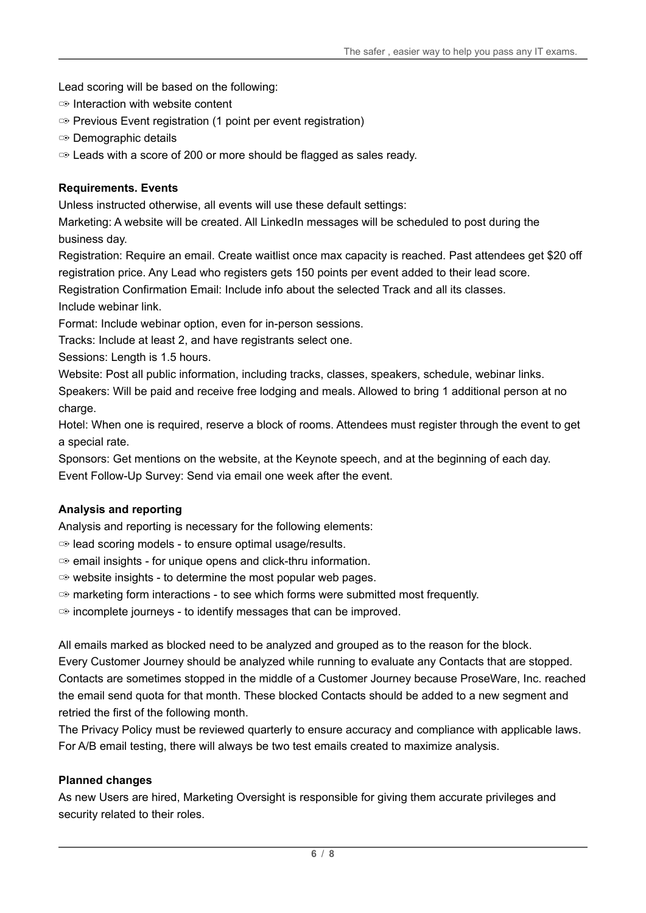Lead scoring will be based on the following:

- ✑ Interaction with website content
- ✑ Previous Event registration (1 point per event registration)
- ✑ Demographic details
- ✑ Leads with a score of 200 or more should be flagged as sales ready.

**Requirements. Events**

Unless instructed otherwise, all events will use these default settings:

Marketing: A website will be created. All LinkedIn messages will be scheduled to post during the business day.

Registration: Require an email. Create waitlist once max capacity is reached. Past attendees get $20 off registration price. Any Lead who registers gets 150 points per event added to their lead score.

Registration Confirmation Email: Include info about the selected Track and all its classes.

Include webinar link.

Format: Include webinar option, even for in-person sessions.

Tracks: Include at least 2, and have registrants select one.

Sessions: Length is 1.5 hours.

Website: Post all public information, including tracks, classes, speakers, schedule, webinar links.

Speakers: Will be paid and receive free lodging and meals. Allowed to bring 1 additional person at no charge.

Hotel: When one is required, reserve a block of rooms. Attendees must register through the event to get a special rate.

Sponsors: Get mentions on the website, at the Keynote speech, and at the beginning of each day.

Event Follow-Up Survey: Send via email one week after the event.

**Analysis and reporting**

Analysis and reporting is necessary for the following elements:

- ✑ lead scoring models - to ensure optimal usage/results.
- ✑ email insights - for unique opens and click-thru information.
- ✑ website insights - to determine the most popular web pages.
- ✑ marketing form interactions - to see which forms were submitted most frequently.
- ✑ incomplete journeys - to identify messages that can be improved.

All emails marked as blocked need to be analyzed and grouped as to the reason for the block.

Every Customer Journey should be analyzed while running to evaluate any Contacts that are stopped. Contacts are sometimes stopped in the middle of a Customer Journey because ProseWare, Inc. reached the email send quota for that month. These blocked Contacts should be added to a new segment and retried the first of the following month.

The Privacy Policy must be reviewed quarterly to ensure accuracy and compliance with applicable laws.

For A/B email testing, there will always be two test emails created to maximize analysis.

**Planned changes**

As new Users are hired, Marketing Oversight is responsible for giving them accurate privileges and security related to their roles.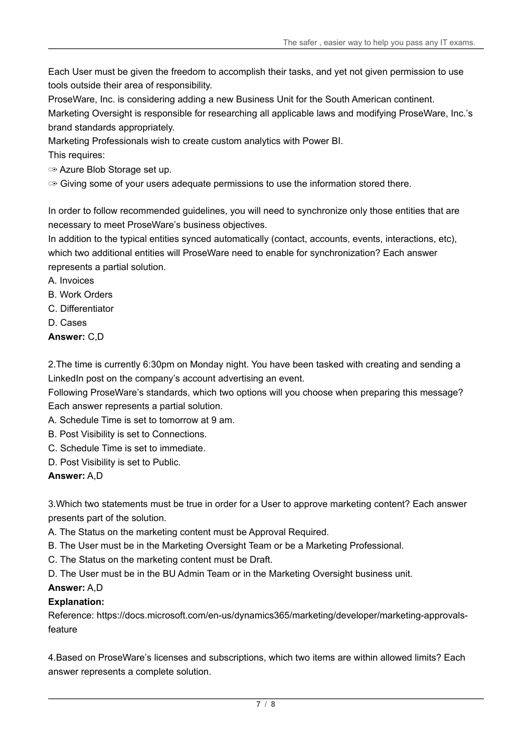Each User must be given the freedom to accomplish their tasks, and yet not given permission to use tools outside their area of responsibility.

ProseWare, Inc. is considering adding a new Business Unit for the South American continent.

Marketing Oversight is responsible for researching all applicable laws and modifying ProseWare, Inc.'s brand standards appropriately.

Marketing Professionals wish to create custom analytics with Power BI.

This requires:

- Azure Blob Storage set up.
- Giving some of your users adequate permissions to use the information stored there.

In order to follow recommended guidelines, you will need to synchronize only those entities that are necessary to meet ProseWare's business objectives.

In addition to the typical entities synced automatically (contact, accounts, events, interactions, etc), which two additional entities will ProseWare need to enable for synchronization? Each answer represents a partial solution.

A. Invoices

B. Work Orders

C. Differentiator

D. Cases

**Answer:** C,D

2.The time is currently 6:30pm on Monday night. You have been tasked with creating and sending a LinkedIn post on the company's account advertising an event.

Following ProseWare's standards, which two options will you choose when preparing this message? Each answer represents a partial solution.

A. Schedule Time is set to tomorrow at 9 am.

B. Post Visibility is set to Connections.

C. Schedule Time is set to immediate.

D. Post Visibility is set to Public.

**Answer:** A,D

3.Which two statements must be true in order for a User to approve marketing content? Each answer presents part of the solution.

A. The Status on the marketing content must be Approval Required.

B. The User must be in the Marketing Oversight Team or be a Marketing Professional.

C. The Status on the marketing content must be Draft.

D. The User must be in the BU Admin Team or in the Marketing Oversight business unit.

**Answer:** A,D

**Explanation:**

Reference: https://docs.microsoft.com/en-us/dynamics365/marketing/developer/marketing-approvals-feature

4.Based on ProseWare's licenses and subscriptions, which two items are within allowed limits? Each answer represents a complete solution.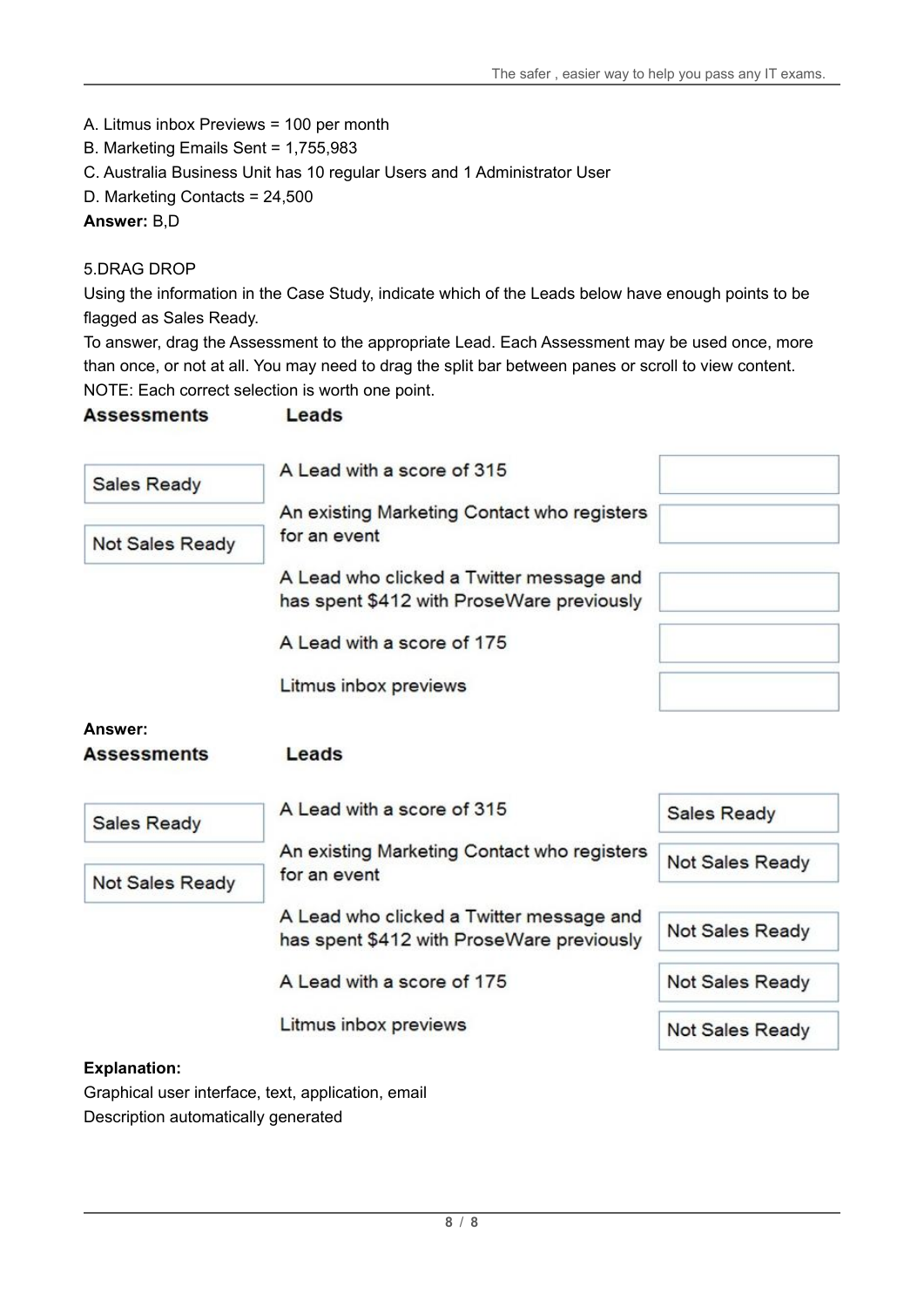A. Litmus inbox Previews = 100 per month

B. Marketing Emails Sent = 1,755,983

C. Australia Business Unit has 10 regular Users and 1 Administrator User

D. Marketing Contacts = 24,500

**Answer:** B,D

5.DRAG DROP

Using the information in the Case Study, indicate which of the Leads below have enough points to be flagged as Sales Ready.

To answer, drag the Assessment to the appropriate Lead. Each Assessment may be used once, more than once, or not at all. You may need to drag the split bar between panes or scroll to view content.

NOTE: Each correct selection is worth one point.

| Assessments | Leads | |
|---|---|---|
| Sales Ready | A Lead with a score of 315 | |
| Not Sales Ready | An existing Marketing Contact who registers for an event | |
| | A Lead who clicked a Twitter message and has spent $412 with ProseWare previously | |
| | A Lead with a score of 175 | |
| | Litmus inbox previews | |

**Answer:**

| Assessments | Leads | |
|---|---|---|
| Sales Ready | A Lead with a score of 315 | Sales Ready |
| Not Sales Ready | An existing Marketing Contact who registers for an event | Not Sales Ready |
| | A Lead who clicked a Twitter message and has spent $412 with ProseWare previously | Not Sales Ready |
| | A Lead with a score of 175 | Not Sales Ready |
| | Litmus inbox previews | Not Sales Ready |

**Explanation:**

Graphical user interface, text, application, email

Description automatically generated